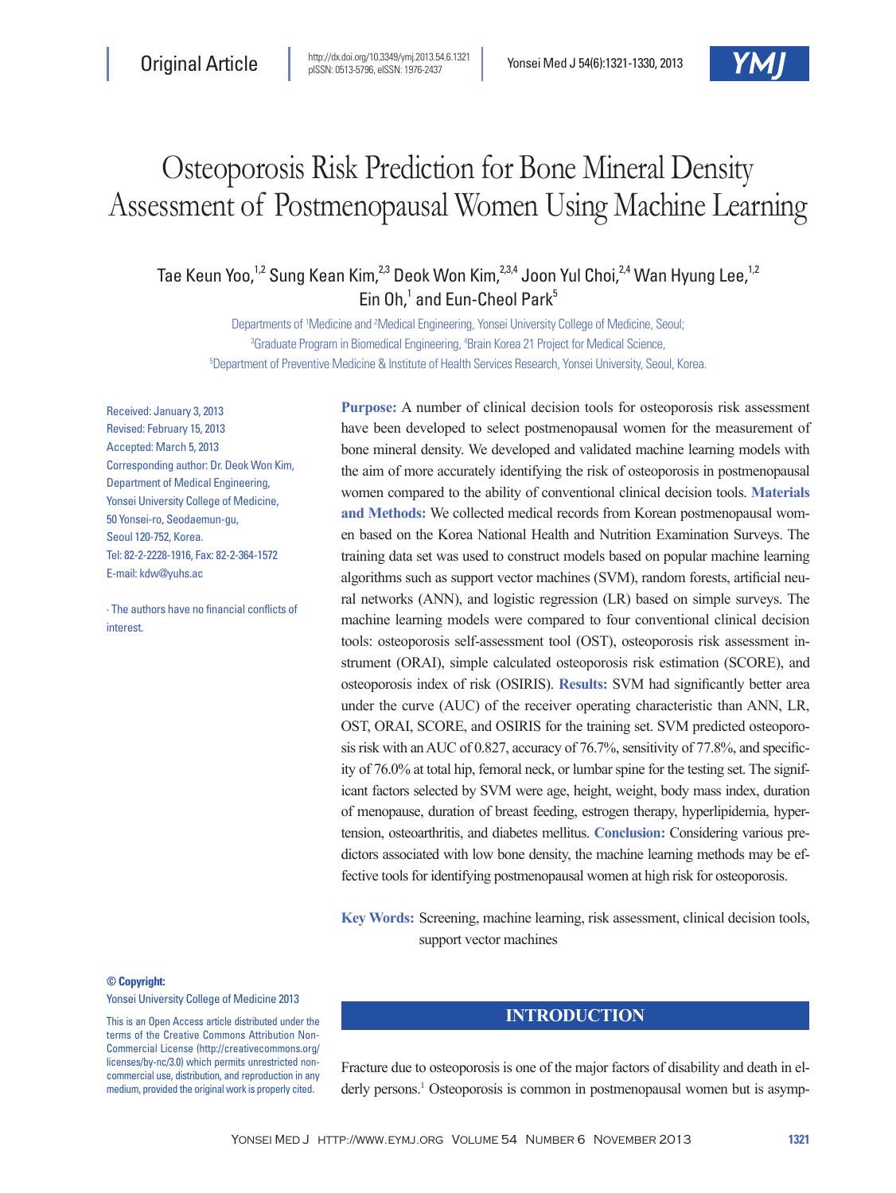Original Article

http://dx.doi.org/10.3349/ymj.2013.54.6.1321
pISSN: 0513-5796, eISSN: 1976-2437

# Osteoporosis Risk Prediction for Bone Mineral Density Assessment of Postmenopausal Women Using Machine Learning

Tae Keun Yoo,[1,2] Sung Kean Kim,[2,3] Deok Won Kim,[2,3,4] Joon Yul Choi,[2,4] Wan Hyung Lee,[1,2] Ein Oh,[1] and Eun-Cheol Park[5]

Departments of [1]Medicine and [2]Medical Engineering, Yonsei University College of Medicine, Seoul; [3]Graduate Program in Biomedical Engineering, [4]Brain Korea 21 Project for Medical Science, [5]Department of Preventive Medicine & Institute of Health Services Research, Yonsei University, Seoul, Korea.

Received: January 3, 2013
Revised: February 15, 2013
Accepted: March 5, 2013
Corresponding author: Dr. Deok Won Kim, Department of Medical Engineering, Yonsei University College of Medicine, 50 Yonsei-ro, Seodaemun-gu, Seoul 120-752, Korea.
Tel: 82-2-2228-1916, Fax: 82-2-364-1572
E-mail: kdw@yuhs.ac

∙ The authors have no financial conflicts of interest.

**Purpose:** A number of clinical decision tools for osteoporosis risk assessment have been developed to select postmenopausal women for the measurement of bone mineral density. We developed and validated machine learning models with the aim of more accurately identifying the risk of osteoporosis in postmenopausal women compared to the ability of conventional clinical decision tools. **Materials and Methods:** We collected medical records from Korean postmenopausal women based on the Korea National Health and Nutrition Examination Surveys. The training data set was used to construct models based on popular machine learning algorithms such as support vector machines (SVM), random forests, artificial neural networks (ANN), and logistic regression (LR) based on simple surveys. The machine learning models were compared to four conventional clinical decision tools: osteoporosis self-assessment tool (OST), osteoporosis risk assessment instrument (ORAI), simple calculated osteoporosis risk estimation (SCORE), and osteoporosis index of risk (OSIRIS). **Results:** SVM had significantly better area under the curve (AUC) of the receiver operating characteristic than ANN, LR, OST, ORAI, SCORE, and OSIRIS for the training set. SVM predicted osteoporosis risk with an AUC of 0.827, accuracy of 76.7%, sensitivity of 77.8%, and specificity of 76.0% at total hip, femoral neck, or lumbar spine for the testing set. The significant factors selected by SVM were age, height, weight, body mass index, duration of menopause, duration of breast feeding, estrogen therapy, hyperlipidemia, hypertension, osteoarthritis, and diabetes mellitus. **Conclusion:** Considering various predictors associated with low bone density, the machine learning methods may be effective tools for identifying postmenopausal women at high risk for osteoporosis.

**Key Words:** Screening, machine learning, risk assessment, clinical decision tools, support vector machines

**© Copyright:**
Yonsei University College of Medicine 2013

This is an Open Access article distributed under the terms of the Creative Commons Attribution Non-Commercial License (http://creativecommons.org/licenses/by-nc/3.0) which permits unrestricted non-commercial use, distribution, and reproduction in any medium, provided the original work is properly cited.

## INTRODUCTION

Fracture due to osteoporosis is one of the major factors of disability and death in elderly persons.[1] Osteoporosis is common in postmenopausal women but is asymp-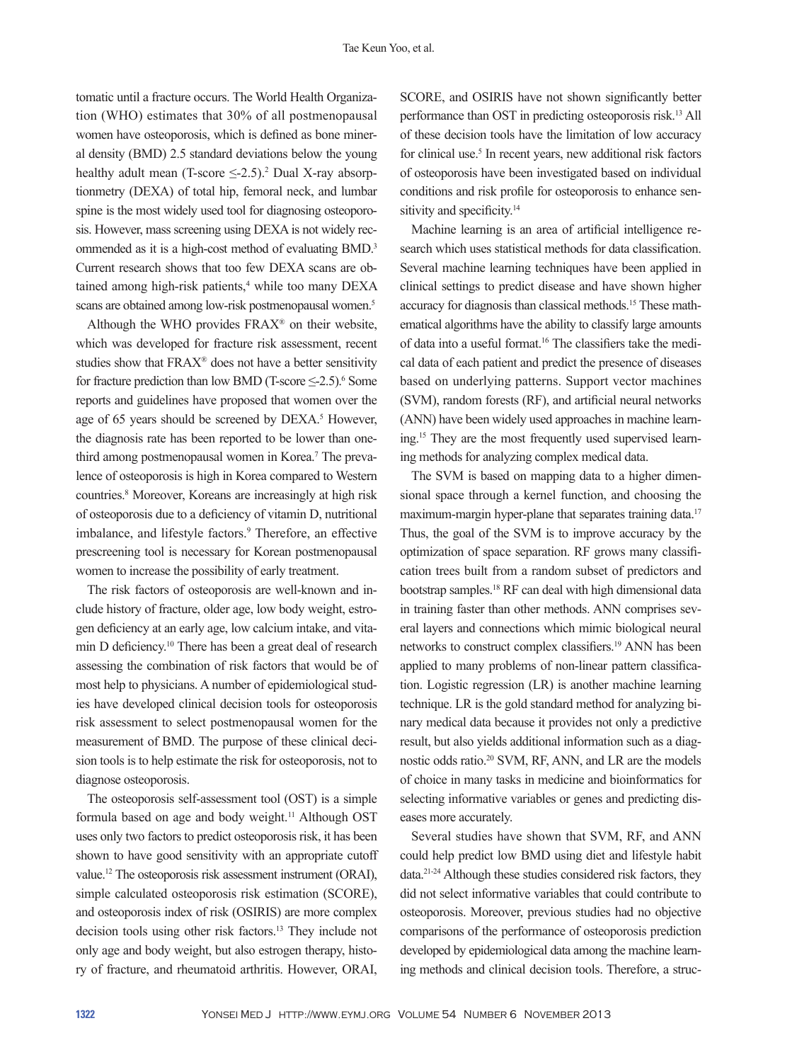tomatic until a fracture occurs. The World Health Organization (WHO) estimates that 30% of all postmenopausal women have osteoporosis, which is defined as bone mineral density (BMD) 2.5 standard deviations below the young healthy adult mean (T-score ≤-2.5).[2] Dual X-ray absorptionmetry (DEXA) of total hip, femoral neck, and lumbar spine is the most widely used tool for diagnosing osteoporosis. However, mass screening using DEXA is not widely recommended as it is a high-cost method of evaluating BMD.[3] Current research shows that too few DEXA scans are obtained among high-risk patients,[4] while too many DEXA scans are obtained among low-risk postmenopausal women.[5]

Although the WHO provides FRAX® on their website, which was developed for fracture risk assessment, recent studies show that FRAX® does not have a better sensitivity for fracture prediction than low BMD (T-score ≤-2.5).[6] Some reports and guidelines have proposed that women over the age of 65 years should be screened by DEXA.[5] However, the diagnosis rate has been reported to be lower than one-third among postmenopausal women in Korea.[7] The prevalence of osteoporosis is high in Korea compared to Western countries.[8] Moreover, Koreans are increasingly at high risk of osteoporosis due to a deficiency of vitamin D, nutritional imbalance, and lifestyle factors.[9] Therefore, an effective prescreening tool is necessary for Korean postmenopausal women to increase the possibility of early treatment.

The risk factors of osteoporosis are well-known and include history of fracture, older age, low body weight, estrogen deficiency at an early age, low calcium intake, and vitamin D deficiency.[10] There has been a great deal of research assessing the combination of risk factors that would be of most help to physicians. A number of epidemiological studies have developed clinical decision tools for osteoporosis risk assessment to select postmenopausal women for the measurement of BMD. The purpose of these clinical decision tools is to help estimate the risk for osteoporosis, not to diagnose osteoporosis.

The osteoporosis self-assessment tool (OST) is a simple formula based on age and body weight.[11] Although OST uses only two factors to predict osteoporosis risk, it has been shown to have good sensitivity with an appropriate cutoff value.[12] The osteoporosis risk assessment instrument (ORAI), simple calculated osteoporosis risk estimation (SCORE), and osteoporosis index of risk (OSIRIS) are more complex decision tools using other risk factors.[13] They include not only age and body weight, but also estrogen therapy, history of fracture, and rheumatoid arthritis. However, ORAI, SCORE, and OSIRIS have not shown significantly better performance than OST in predicting osteoporosis risk.[13] All of these decision tools have the limitation of low accuracy for clinical use.[5] In recent years, new additional risk factors of osteoporosis have been investigated based on individual conditions and risk profile for osteoporosis to enhance sensitivity and specificity.[14]

Machine learning is an area of artificial intelligence research which uses statistical methods for data classification. Several machine learning techniques have been applied in clinical settings to predict disease and have shown higher accuracy for diagnosis than classical methods.[15] These mathematical algorithms have the ability to classify large amounts of data into a useful format.[16] The classifiers take the medical data of each patient and predict the presence of diseases based on underlying patterns. Support vector machines (SVM), random forests (RF), and artificial neural networks (ANN) have been widely used approaches in machine learning.[15] They are the most frequently used supervised learning methods for analyzing complex medical data.

The SVM is based on mapping data to a higher dimensional space through a kernel function, and choosing the maximum-margin hyper-plane that separates training data.[17] Thus, the goal of the SVM is to improve accuracy by the optimization of space separation. RF grows many classification trees built from a random subset of predictors and bootstrap samples.[18] RF can deal with high dimensional data in training faster than other methods. ANN comprises several layers and connections which mimic biological neural networks to construct complex classifiers.[19] ANN has been applied to many problems of non-linear pattern classification. Logistic regression (LR) is another machine learning technique. LR is the gold standard method for analyzing binary medical data because it provides not only a predictive result, but also yields additional information such as a diagnostic odds ratio.[20] SVM, RF, ANN, and LR are the models of choice in many tasks in medicine and bioinformatics for selecting informative variables or genes and predicting diseases more accurately.

Several studies have shown that SVM, RF, and ANN could help predict low BMD using diet and lifestyle habit data.[21-24] Although these studies considered risk factors, they did not select informative variables that could contribute to osteoporosis. Moreover, previous studies had no objective comparisons of the performance of osteoporosis prediction developed by epidemiological data among the machine learning methods and clinical decision tools. Therefore, a struc-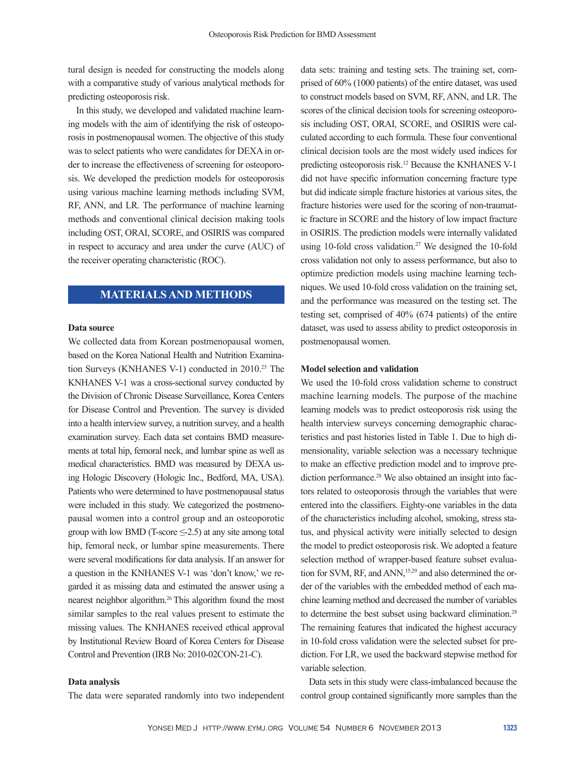tural design is needed for constructing the models along with a comparative study of various analytical methods for predicting osteoporosis risk.

In this study, we developed and validated machine learning models with the aim of identifying the risk of osteoporosis in postmenopausal women. The objective of this study was to select patients who were candidates for DEXA in order to increase the effectiveness of screening for osteoporosis. We developed the prediction models for osteoporosis using various machine learning methods including SVM, RF, ANN, and LR. The performance of machine learning methods and conventional clinical decision making tools including OST, ORAI, SCORE, and OSIRIS was compared in respect to accuracy and area under the curve (AUC) of the receiver operating characteristic (ROC).

## MATERIALS AND METHODS

### Data source

We collected data from Korean postmenopausal women, based on the Korea National Health and Nutrition Examination Surveys (KNHANES V-1) conducted in 2010.[25] The KNHANES V-1 was a cross-sectional survey conducted by the Division of Chronic Disease Surveillance, Korea Centers for Disease Control and Prevention. The survey is divided into a health interview survey, a nutrition survey, and a health examination survey. Each data set contains BMD measurements at total hip, femoral neck, and lumbar spine as well as medical characteristics. BMD was measured by DEXA using Hologic Discovery (Hologic Inc., Bedford, MA, USA). Patients who were determined to have postmenopausal status were included in this study. We categorized the postmenopausal women into a control group and an osteoporotic group with low BMD (T-score ≤-2.5) at any site among total hip, femoral neck, or lumbar spine measurements. There were several modifications for data analysis. If an answer for a question in the KNHANES V-1 was 'don't know,' we regarded it as missing data and estimated the answer using a nearest neighbor algorithm.[26] This algorithm found the most similar samples to the real values present to estimate the missing values. The KNHANES received ethical approval by Institutional Review Board of Korea Centers for Disease Control and Prevention (IRB No: 2010-02CON-21-C).

### Data analysis

The data were separated randomly into two independent data sets: training and testing sets. The training set, comprised of 60% (1000 patients) of the entire dataset, was used to construct models based on SVM, RF, ANN, and LR. The scores of the clinical decision tools for screening osteoporosis including OST, ORAI, SCORE, and OSIRIS were calculated according to each formula. These four conventional clinical decision tools are the most widely used indices for predicting osteoporosis risk.[12] Because the KNHANES V-1 did not have specific information concerning fracture type but did indicate simple fracture histories at various sites, the fracture histories were used for the scoring of non-traumatic fracture in SCORE and the history of low impact fracture in OSIRIS. The prediction models were internally validated using 10-fold cross validation.[27] We designed the 10-fold cross validation not only to assess performance, but also to optimize prediction models using machine learning techniques. We used 10-fold cross validation on the training set, and the performance was measured on the testing set. The testing set, comprised of 40% (674 patients) of the entire dataset, was used to assess ability to predict osteoporosis in postmenopausal women.

### Model selection and validation

We used the 10-fold cross validation scheme to construct machine learning models. The purpose of the machine learning models was to predict osteoporosis risk using the health interview surveys concerning demographic characteristics and past histories listed in Table 1. Due to high dimensionality, variable selection was a necessary technique to make an effective prediction model and to improve prediction performance.[28] We also obtained an insight into factors related to osteoporosis through the variables that were entered into the classifiers. Eighty-one variables in the data of the characteristics including alcohol, smoking, stress status, and physical activity were initially selected to design the model to predict osteoporosis risk. We adopted a feature selection method of wrapper-based feature subset evaluation for SVM, RF, and ANN,[15,29] and also determined the order of the variables with the embedded method of each machine learning method and decreased the number of variables to determine the best subset using backward elimination.[28] The remaining features that indicated the highest accuracy in 10-fold cross validation were the selected subset for prediction. For LR, we used the backward stepwise method for variable selection.

Data sets in this study were class-imbalanced because the control group contained significantly more samples than the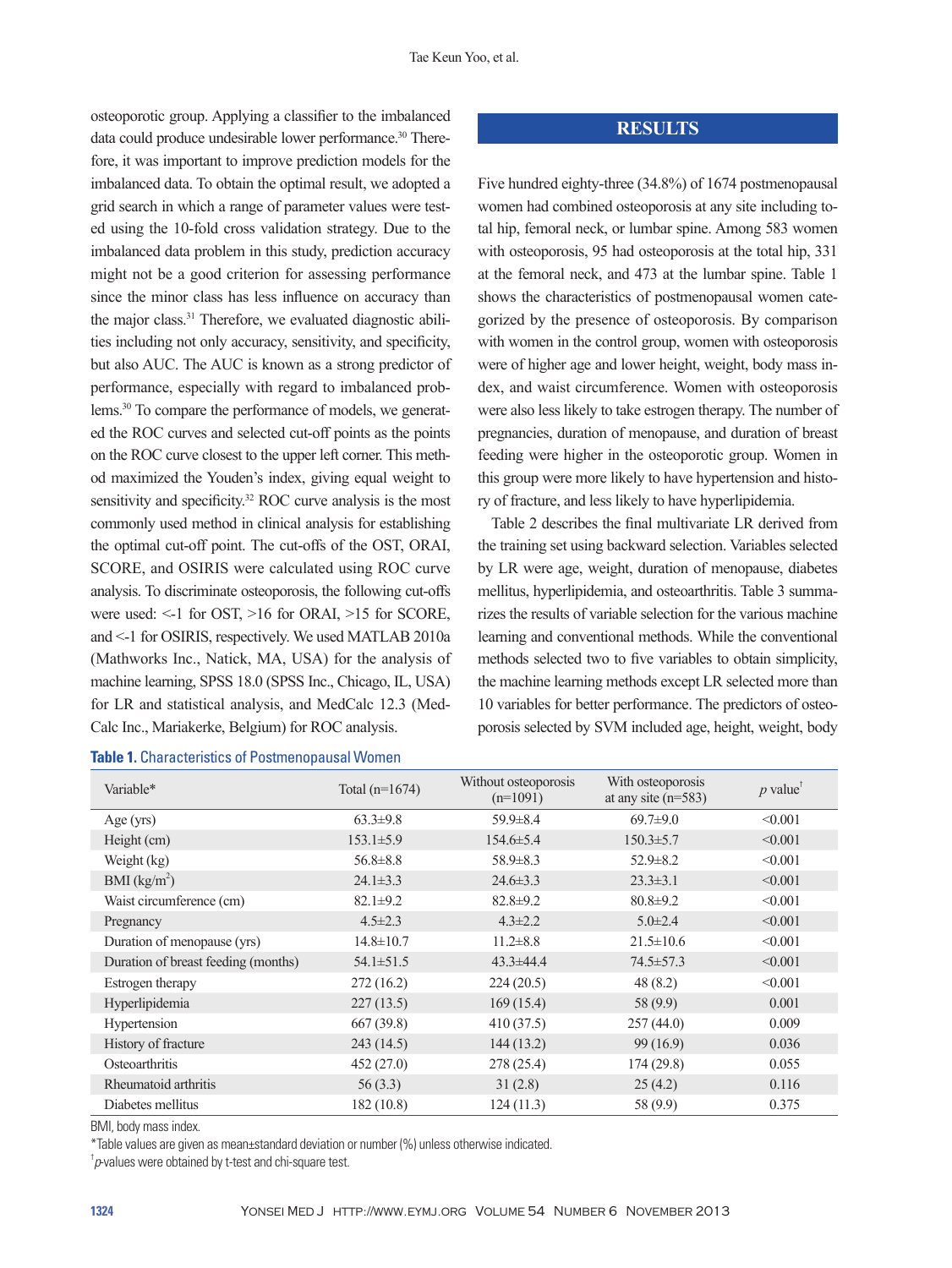osteoporotic group. Applying a classifier to the imbalanced data could produce undesirable lower performance.[30] Therefore, it was important to improve prediction models for the imbalanced data. To obtain the optimal result, we adopted a grid search in which a range of parameter values were tested using the 10-fold cross validation strategy. Due to the imbalanced data problem in this study, prediction accuracy might not be a good criterion for assessing performance since the minor class has less influence on accuracy than the major class.[31] Therefore, we evaluated diagnostic abilities including not only accuracy, sensitivity, and specificity, but also AUC. The AUC is known as a strong predictor of performance, especially with regard to imbalanced problems.[30] To compare the performance of models, we generated the ROC curves and selected cut-off points as the points on the ROC curve closest to the upper left corner. This method maximized the Youden's index, giving equal weight to sensitivity and specificity.[32] ROC curve analysis is the most commonly used method in clinical analysis for establishing the optimal cut-off point. The cut-offs of the OST, ORAI, SCORE, and OSIRIS were calculated using ROC curve analysis. To discriminate osteoporosis, the following cut-offs were used: <-1 for OST, >16 for ORAI, >15 for SCORE, and <-1 for OSIRIS, respectively. We used MATLAB 2010a (Mathworks Inc., Natick, MA, USA) for the analysis of machine learning, SPSS 18.0 (SPSS Inc., Chicago, IL, USA) for LR and statistical analysis, and MedCalc 12.3 (MedCalc Inc., Mariakerke, Belgium) for ROC analysis.

## RESULTS

Five hundred eighty-three (34.8%) of 1674 postmenopausal women had combined osteoporosis at any site including total hip, femoral neck, or lumbar spine. Among 583 women with osteoporosis, 95 had osteoporosis at the total hip, 331 at the femoral neck, and 473 at the lumbar spine. Table 1 shows the characteristics of postmenopausal women categorized by the presence of osteoporosis. By comparison with women in the control group, women with osteoporosis were of higher age and lower height, weight, body mass index, and waist circumference. Women with osteoporosis were also less likely to take estrogen therapy. The number of pregnancies, duration of menopause, and duration of breast feeding were higher in the osteoporotic group. Women in this group were more likely to have hypertension and history of fracture, and less likely to have hyperlipidemia.

Table 2 describes the final multivariate LR derived from the training set using backward selection. Variables selected by LR were age, weight, duration of menopause, diabetes mellitus, hyperlipidemia, and osteoarthritis. Table 3 summarizes the results of variable selection for the various machine learning and conventional methods. While the conventional methods selected two to five variables to obtain simplicity, the machine learning methods except LR selected more than 10 variables for better performance. The predictors of osteoporosis selected by SVM included age, height, weight, body

**Table 1.** Characteristics of Postmenopausal Women

| Variable* | Total (n=1674) | Without osteoporosis (n=1091) | With osteoporosis at any site (n=583) | *p* value[†] |
|---|---|---|---|---|
| Age (yrs) | 63.3±9.8 | 59.9±8.4 | 69.7±9.0 | <0.001 |
| Height (cm) | 153.1±5.9 | 154.6±5.4 | 150.3±5.7 | <0.001 |
| Weight (kg) | 56.8±8.8 | 58.9±8.3 | 52.9±8.2 | <0.001 |
| BMI (kg/m$^2$) | 24.1±3.3 | 24.6±3.3 | 23.3±3.1 | <0.001 |
| Waist circumference (cm) | 82.1±9.2 | 82.8±9.2 | 80.8±9.2 | <0.001 |
| Pregnancy | 4.5±2.3 | 4.3±2.2 | 5.0±2.4 | <0.001 |
| Duration of menopause (yrs) | 14.8±10.7 | 11.2±8.8 | 21.5±10.6 | <0.001 |
| Duration of breast feeding (months) | 54.1±51.5 | 43.3±44.4 | 74.5±57.3 | <0.001 |
| Estrogen therapy | 272 (16.2) | 224 (20.5) | 48 (8.2) | <0.001 |
| Hyperlipidemia | 227 (13.5) | 169 (15.4) | 58 (9.9) | 0.001 |
| Hypertension | 667 (39.8) | 410 (37.5) | 257 (44.0) | 0.009 |
| History of fracture | 243 (14.5) | 144 (13.2) | 99 (16.9) | 0.036 |
| Osteoarthritis | 452 (27.0) | 278 (25.4) | 174 (29.8) | 0.055 |
| Rheumatoid arthritis | 56 (3.3) | 31 (2.8) | 25 (4.2) | 0.116 |
| Diabetes mellitus | 182 (10.8) | 124 (11.3) | 58 (9.9) | 0.375 |

BMI, body mass index.

*Table values are given as mean±standard deviation or number (%) unless otherwise indicated.

[†]*p*-values were obtained by t-test and chi-square test.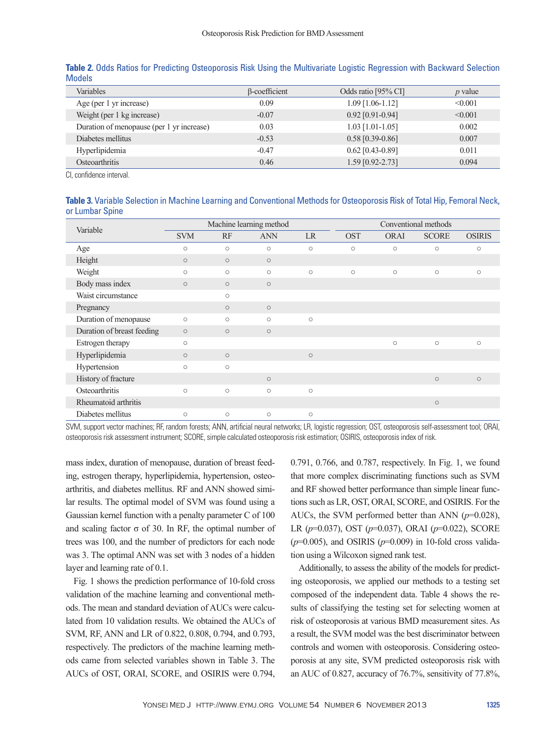**Table 2.** Odds Ratios for Predicting Osteoporosis Risk Using the Multivariate Logistic Regression with Backward Selection Models

| Variables | β-coefficient | Odds ratio [95% CI] | *p* value |
|---|---|---|---|
| Age (per 1 yr increase) | 0.09 | 1.09 [1.06-1.12] | <0.001 |
| Weight (per 1 kg increase) | -0.07 | 0.92 [0.91-0.94] | <0.001 |
| Duration of menopause (per 1 yr increase) | 0.03 | 1.03 [1.01-1.05] | 0.002 |
| Diabetes mellitus | -0.53 | 0.58 [0.39-0.86] | 0.007 |
| Hyperlipidemia | -0.47 | 0.62 [0.43-0.89] | 0.011 |
| Osteoarthritis | 0.46 | 1.59 [0.92-2.73] | 0.094 |

CI, confidence interval.

**Table 3.** Variable Selection in Machine Learning and Conventional Methods for Osteoporosis Risk of Total Hip, Femoral Neck, or Lumbar Spine

| Variable | Machine learning method | | | | Conventional methods | | | |
|---|---|---|---|---|---|---|---|---|
| | SVM | RF | ANN | LR | OST | ORAI | SCORE | OSIRIS |
| Age | ○ | ○ | ○ | ○ | ○ | ○ | ○ | ○ |
| Height | ○ | ○ | ○ | | | | | |
| Weight | ○ | ○ | ○ | ○ | ○ | ○ | ○ | ○ |
| Body mass index | ○ | ○ | ○ | | | | | |
| Waist circumstance | | ○ | | | | | | |
| Pregnancy | | ○ | ○ | | | | | |
| Duration of menopause | ○ | ○ | ○ | ○ | | | | |
| Duration of breast feeding | ○ | ○ | ○ | | | | | |
| Estrogen therapy | ○ | | | | | ○ | ○ | ○ |
| Hyperlipidemia | ○ | ○ | | ○ | | | | |
| Hypertension | ○ | ○ | | | | | | |
| History of fracture | | | ○ | | | | ○ | ○ |
| Osteoarthritis | ○ | ○ | ○ | ○ | | | | |
| Rheumatoid arthritis | | | | | | | ○ | |
| Diabetes mellitus | ○ | ○ | ○ | ○ | | | | |

SVM, support vector machines; RF, random forests; ANN, artificial neural networks; LR, logistic regression; OST, osteoporosis self-assessment tool; ORAI, osteoporosis risk assessment instrument; SCORE, simple calculated osteoporosis risk estimation; OSIRIS, osteoporosis index of risk.

mass index, duration of menopause, duration of breast feeding, estrogen therapy, hyperlipidemia, hypertension, osteoarthritis, and diabetes mellitus. RF and ANN showed similar results. The optimal model of SVM was found using a Gaussian kernel function with a penalty parameter C of 100 and scaling factor σ of 30. In RF, the optimal number of trees was 100, and the number of predictors for each node was 3. The optimal ANN was set with 3 nodes of a hidden layer and learning rate of 0.1.

Fig. 1 shows the prediction performance of 10-fold cross validation of the machine learning and conventional methods. The mean and standard deviation of AUCs were calculated from 10 validation results. We obtained the AUCs of SVM, RF, ANN and LR of 0.822, 0.808, 0.794, and 0.793, respectively. The predictors of the machine learning methods came from selected variables shown in Table 3. The AUCs of OST, ORAI, SCORE, and OSIRIS were 0.794, 0.791, 0.766, and 0.787, respectively. In Fig. 1, we found that more complex discriminating functions such as SVM and RF showed better performance than simple linear functions such as LR, OST, ORAI, SCORE, and OSIRIS. For the AUCs, the SVM performed better than ANN ($p$=0.028), LR ($p$=0.037), OST ($p$=0.037), ORAI ($p$=0.022), SCORE ($p$=0.005), and OSIRIS ($p$=0.009) in 10-fold cross validation using a Wilcoxon signed rank test.

Additionally, to assess the ability of the models for predicting osteoporosis, we applied our methods to a testing set composed of the independent data. Table 4 shows the results of classifying the testing set for selecting women at risk of osteoporosis at various BMD measurement sites. As a result, the SVM model was the best discriminator between controls and women with osteoporosis. Considering osteoporosis at any site, SVM predicted osteoporosis risk with an AUC of 0.827, accuracy of 76.7%, sensitivity of 77.8%,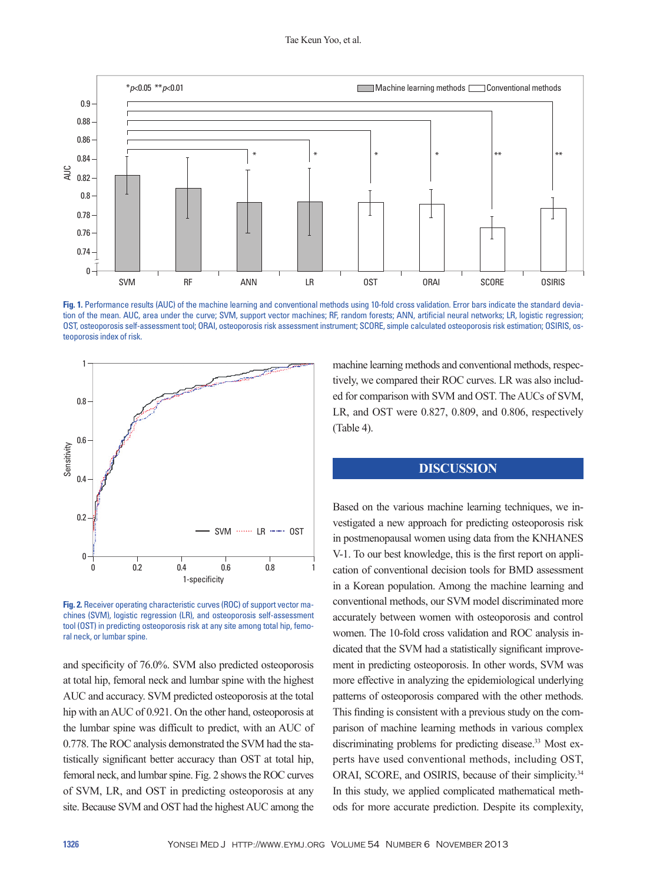Fig. 1. Performance results (AUC) of the machine learning and conventional methods using 10-fold cross validation. Error bars indicate the standard deviation of the mean. AUC, area under the curve; SVM, support vector machines; RF, random forests; ANN, artificial neural networks; LR, logistic regression; OST, osteoporosis self-assessment tool; ORAI, osteoporosis risk assessment instrument; SCORE, simple calculated osteoporosis risk estimation; OSIRIS, osteoporosis index of risk.

Fig. 2. Receiver operating characteristic curves (ROC) of support vector machines (SVM), logistic regression (LR), and osteoporosis self-assessment tool (OST) in predicting osteoporosis risk at any site among total hip, femoral neck, or lumbar spine.

and specificity of 76.0%. SVM also predicted osteoporosis at total hip, femoral neck and lumbar spine with the highest AUC and accuracy. SVM predicted osteoporosis at the total hip with an AUC of 0.921. On the other hand, osteoporosis at the lumbar spine was difficult to predict, with an AUC of 0.778. The ROC analysis demonstrated the SVM had the statistically significant better accuracy than OST at total hip, femoral neck, and lumbar spine. Fig. 2 shows the ROC curves of SVM, LR, and OST in predicting osteoporosis at any site. Because SVM and OST had the highest AUC among the machine learning methods and conventional methods, respectively, we compared their ROC curves. LR was also included for comparison with SVM and OST. The AUCs of SVM, LR, and OST were 0.827, 0.809, and 0.806, respectively (Table 4).

## DISCUSSION

Based on the various machine learning techniques, we investigated a new approach for predicting osteoporosis risk in postmenopausal women using data from the KNHANES V-1. To our best knowledge, this is the first report on application of conventional decision tools for BMD assessment in a Korean population. Among the machine learning and conventional methods, our SVM model discriminated more accurately between women with osteoporosis and control women. The 10-fold cross validation and ROC analysis indicated that the SVM had a statistically significant improvement in predicting osteoporosis. In other words, SVM was more effective in analyzing the epidemiological underlying patterns of osteoporosis compared with the other methods. This finding is consistent with a previous study on the comparison of machine learning methods in various complex discriminating problems for predicting disease.[33] Most experts have used conventional methods, including OST, ORAI, SCORE, and OSIRIS, because of their simplicity.[34] In this study, we applied complicated mathematical methods for more accurate prediction. Despite its complexity,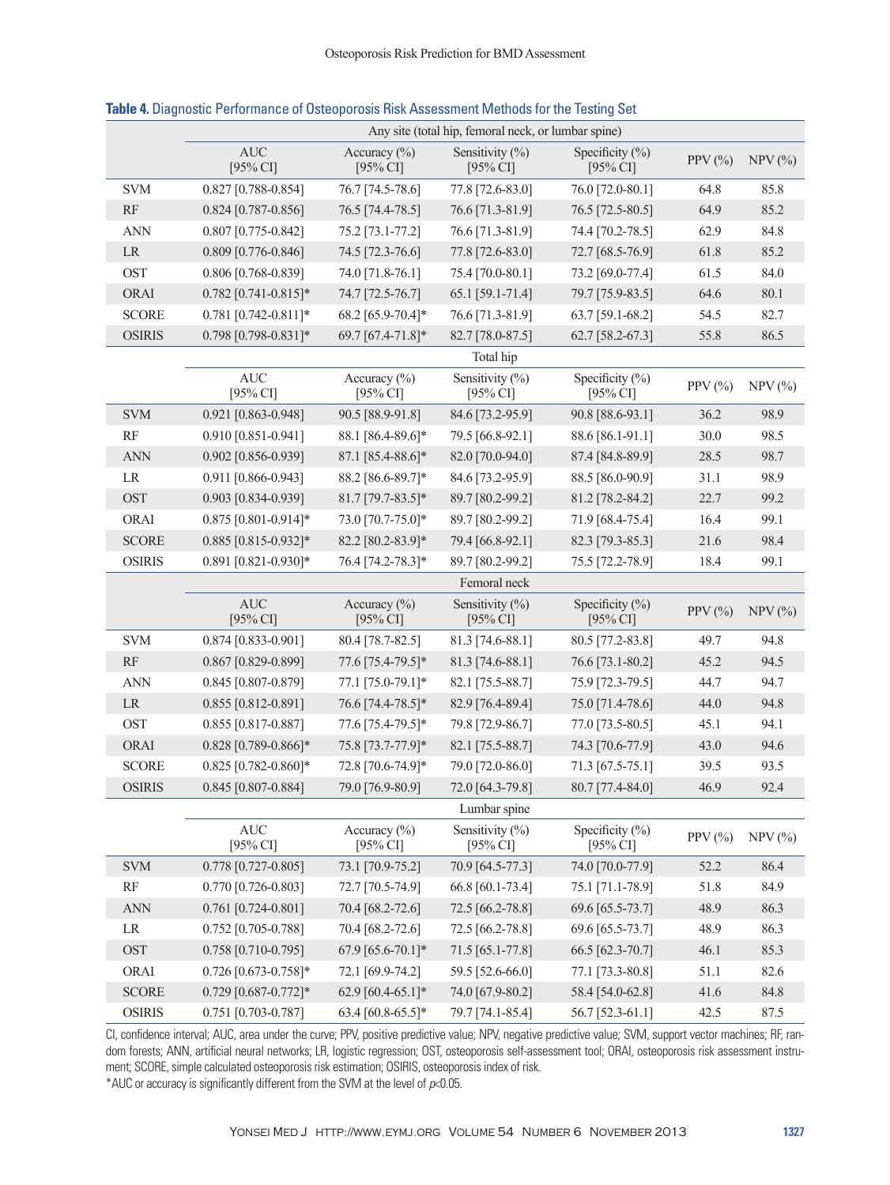**Table 4.** Diagnostic Performance of Osteoporosis Risk Assessment Methods for the Testing Set

| | Any site (total hip, femoral neck, or lumbar spine) | | | | | |
|---|---|---|---|---|---|---|
| | AUC [95% CI] | Accuracy (%) [95% CI] | Sensitivity (%) [95% CI] | Specificity (%) [95% CI] | PPV (%) | NPV (%) |
| SVM | 0.827 [0.788-0.854] | 76.7 [74.5-78.6] | 77.8 [72.6-83.0] | 76.0 [72.0-80.1] | 64.8 | 85.8 |
| RF | 0.824 [0.787-0.856] | 76.5 [74.4-78.5] | 76.6 [71.3-81.9] | 76.5 [72.5-80.5] | 64.9 | 85.2 |
| ANN | 0.807 [0.775-0.842] | 75.2 [73.1-77.2] | 76.6 [71.3-81.9] | 74.4 [70.2-78.5] | 62.9 | 84.8 |
| LR | 0.809 [0.776-0.846] | 74.5 [72.3-76.6] | 77.8 [72.6-83.0] | 72.7 [68.5-76.9] | 61.8 | 85.2 |
| OST | 0.806 [0.768-0.839] | 74.0 [71.8-76.1] | 75.4 [70.0-80.1] | 73.2 [69.0-77.4] | 61.5 | 84.0 |
| ORAI | 0.782 [0.741-0.815]* | 74.7 [72.5-76.7] | 65.1 [59.1-71.4] | 79.7 [75.9-83.5] | 64.6 | 80.1 |
| SCORE | 0.781 [0.742-0.811]* | 68.2 [65.9-70.4]* | 76.6 [71.3-81.9] | 63.7 [59.1-68.2] | 54.5 | 82.7 |
| OSIRIS | 0.798 [0.798-0.831]* | 69.7 [67.4-71.8]* | 82.7 [78.0-87.5] | 62.7 [58.2-67.3] | 55.8 | 86.5 |
| | Total hip | | | | | |
| | AUC [95% CI] | Accuracy (%) [95% CI] | Sensitivity (%) [95% CI] | Specificity (%) [95% CI] | PPV (%) | NPV (%) |
| SVM | 0.921 [0.863-0.948] | 90.5 [88.9-91.8] | 84.6 [73.2-95.9] | 90.8 [88.6-93.1] | 36.2 | 98.9 |
| RF | 0.910 [0.851-0.941] | 88.1 [86.4-89.6]* | 79.5 [66.8-92.1] | 88.6 [86.1-91.1] | 30.0 | 98.5 |
| ANN | 0.902 [0.856-0.939] | 87.1 [85.4-88.6]* | 82.0 [70.0-94.0] | 87.4 [84.8-89.9] | 28.5 | 98.7 |
| LR | 0.911 [0.866-0.943] | 88.2 [86.6-89.7]* | 84.6 [73.2-95.9] | 88.5 [86.0-90.9] | 31.1 | 98.9 |
| OST | 0.903 [0.834-0.939] | 81.7 [79.7-83.5]* | 89.7 [80.2-99.2] | 81.2 [78.2-84.2] | 22.7 | 99.2 |
| ORAI | 0.875 [0.801-0.914]* | 73.0 [70.7-75.0]* | 89.7 [80.2-99.2] | 71.9 [68.4-75.4] | 16.4 | 99.1 |
| SCORE | 0.885 [0.815-0.932]* | 82.2 [80.2-83.9]* | 79.4 [66.8-92.1] | 82.3 [79.3-85.3] | 21.6 | 98.4 |
| OSIRIS | 0.891 [0.821-0.930]* | 76.4 [74.2-78.3]* | 89.7 [80.2-99.2] | 75.5 [72.2-78.9] | 18.4 | 99.1 |
| | Femoral neck | | | | | |
| | AUC [95% CI] | Accuracy (%) [95% CI] | Sensitivity (%) [95% CI] | Specificity (%) [95% CI] | PPV (%) | NPV (%) |
| SVM | 0.874 [0.833-0.901] | 80.4 [78.7-82.5] | 81.3 [74.6-88.1] | 80.5 [77.2-83.8] | 49.7 | 94.8 |
| RF | 0.867 [0.829-0.899] | 77.6 [75.4-79.5]* | 81.3 [74.6-88.1] | 76.6 [73.1-80.2] | 45.2 | 94.5 |
| ANN | 0.845 [0.807-0.879] | 77.1 [75.0-79.1]* | 82.1 [75.5-88.7] | 75.9 [72.3-79.5] | 44.7 | 94.7 |
| LR | 0.855 [0.812-0.891] | 76.6 [74.4-78.5]* | 82.9 [76.4-89.4] | 75.0 [71.4-78.6] | 44.0 | 94.8 |
| OST | 0.855 [0.817-0.887] | 77.6 [75.4-79.5]* | 79.8 [72.9-86.7] | 77.0 [73.5-80.5] | 45.1 | 94.1 |
| ORAI | 0.828 [0.789-0.866]* | 75.8 [73.7-77.9]* | 82.1 [75.5-88.7] | 74.3 [70.6-77.9] | 43.0 | 94.6 |
| SCORE | 0.825 [0.782-0.860]* | 72.8 [70.6-74.9]* | 79.0 [72.0-86.0] | 71.3 [67.5-75.1] | 39.5 | 93.5 |
| OSIRIS | 0.845 [0.807-0.884] | 79.0 [76.9-80.9] | 72.0 [64.3-79.8] | 80.7 [77.4-84.0] | 46.9 | 92.4 |
| | Lumbar spine | | | | | |
| | AUC [95% CI] | Accuracy (%) [95% CI] | Sensitivity (%) [95% CI] | Specificity (%) [95% CI] | PPV (%) | NPV (%) |
| SVM | 0.778 [0.727-0.805] | 73.1 [70.9-75.2] | 70.9 [64.5-77.3] | 74.0 [70.0-77.9] | 52.2 | 86.4 |
| RF | 0.770 [0.726-0.803] | 72.7 [70.5-74.9] | 66.8 [60.1-73.4] | 75.1 [71.1-78.9] | 51.8 | 84.9 |
| ANN | 0.761 [0.724-0.801] | 70.4 [68.2-72.6] | 72.5 [66.2-78.8] | 69.6 [65.5-73.7] | 48.9 | 86.3 |
| LR | 0.752 [0.705-0.788] | 70.4 [68.2-72.6] | 72.5 [66.2-78.8] | 69.6 [65.5-73.7] | 48.9 | 86.3 |
| OST | 0.758 [0.710-0.795] | 67.9 [65.6-70.1]* | 71.5 [65.1-77.8] | 66.5 [62.3-70.7] | 46.1 | 85.3 |
| ORAI | 0.726 [0.673-0.758]* | 72.1 [69.9-74.2] | 59.5 [52.6-66.0] | 77.1 [73.3-80.8] | 51.1 | 82.6 |
| SCORE | 0.729 [0.687-0.772]* | 62.9 [60.4-65.1]* | 74.0 [67.9-80.2] | 58.4 [54.0-62.8] | 41.6 | 84.8 |
| OSIRIS | 0.751 [0.703-0.787] | 63.4 [60.8-65.5]* | 79.7 [74.1-85.4] | 56.7 [52.3-61.1] | 42.5 | 87.5 |

CI, confidence interval; AUC, area under the curve; PPV, positive predictive value; NPV, negative predictive value; SVM, support vector machines; RF, random forests; ANN, artificial neural networks; LR, logistic regression; OST, osteoporosis self-assessment tool; ORAI, osteoporosis risk assessment instrument; SCORE, simple calculated osteoporosis risk estimation; OSIRIS, osteoporosis index of risk.

*AUC or accuracy is significantly different from the SVM at the level of $p<0.05$.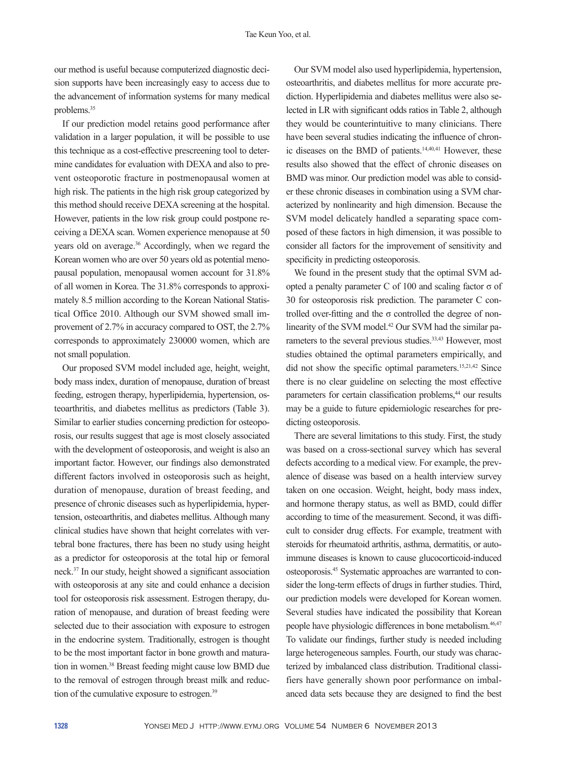our method is useful because computerized diagnostic decision supports have been increasingly easy to access due to the advancement of information systems for many medical problems.[35]

If our prediction model retains good performance after validation in a larger population, it will be possible to use this technique as a cost-effective prescreening tool to determine candidates for evaluation with DEXA and also to prevent osteoporotic fracture in postmenopausal women at high risk. The patients in the high risk group categorized by this method should receive DEXA screening at the hospital. However, patients in the low risk group could postpone receiving a DEXA scan. Women experience menopause at 50 years old on average.[36] Accordingly, when we regard the Korean women who are over 50 years old as potential menopausal population, menopausal women account for 31.8% of all women in Korea. The 31.8% corresponds to approximately 8.5 million according to the Korean National Statistical Office 2010. Although our SVM showed small improvement of 2.7% in accuracy compared to OST, the 2.7% corresponds to approximately 230000 women, which are not small population.

Our proposed SVM model included age, height, weight, body mass index, duration of menopause, duration of breast feeding, estrogen therapy, hyperlipidemia, hypertension, osteoarthritis, and diabetes mellitus as predictors (Table 3). Similar to earlier studies concerning prediction for osteoporosis, our results suggest that age is most closely associated with the development of osteoporosis, and weight is also an important factor. However, our findings also demonstrated different factors involved in osteoporosis such as height, duration of menopause, duration of breast feeding, and presence of chronic diseases such as hyperlipidemia, hypertension, osteoarthritis, and diabetes mellitus. Although many clinical studies have shown that height correlates with vertebral bone fractures, there has been no study using height as a predictor for osteoporosis at the total hip or femoral neck.[37] In our study, height showed a significant association with osteoporosis at any site and could enhance a decision tool for osteoporosis risk assessment. Estrogen therapy, duration of menopause, and duration of breast feeding were selected due to their association with exposure to estrogen in the endocrine system. Traditionally, estrogen is thought to be the most important factor in bone growth and maturation in women.[38] Breast feeding might cause low BMD due to the removal of estrogen through breast milk and reduction of the cumulative exposure to estrogen.[39]

Our SVM model also used hyperlipidemia, hypertension, osteoarthritis, and diabetes mellitus for more accurate prediction. Hyperlipidemia and diabetes mellitus were also selected in LR with significant odds ratios in Table 2, although they would be counterintuitive to many clinicians. There have been several studies indicating the influence of chronic diseases on the BMD of patients.[14,40,41] However, these results also showed that the effect of chronic diseases on BMD was minor. Our prediction model was able to consider these chronic diseases in combination using a SVM characterized by nonlinearity and high dimension. Because the SVM model delicately handled a separating space composed of these factors in high dimension, it was possible to consider all factors for the improvement of sensitivity and specificity in predicting osteoporosis.

We found in the present study that the optimal SVM adopted a penalty parameter C of 100 and scaling factor $\sigma$ of 30 for osteoporosis risk prediction. The parameter C controlled over-fitting and the $\sigma$ controlled the degree of nonlinearity of the SVM model.[42] Our SVM had the similar parameters to the several previous studies.[33,43] However, most studies obtained the optimal parameters empirically, and did not show the specific optimal parameters.[15,21,42] Since there is no clear guideline on selecting the most effective parameters for certain classification problems,[44] our results may be a guide to future epidemiologic researches for predicting osteoporosis.

There are several limitations to this study. First, the study was based on a cross-sectional survey which has several defects according to a medical view. For example, the prevalence of disease was based on a health interview survey taken on one occasion. Weight, height, body mass index, and hormone therapy status, as well as BMD, could differ according to time of the measurement. Second, it was difficult to consider drug effects. For example, treatment with steroids for rheumatoid arthritis, asthma, dermatitis, or autoimmune diseases is known to cause glucocorticoid-induced osteoporosis.[45] Systematic approaches are warranted to consider the long-term effects of drugs in further studies. Third, our prediction models were developed for Korean women. Several studies have indicated the possibility that Korean people have physiologic differences in bone metabolism.[46,47] To validate our findings, further study is needed including large heterogeneous samples. Fourth, our study was characterized by imbalanced class distribution. Traditional classifiers have generally shown poor performance on imbalanced data sets because they are designed to find the best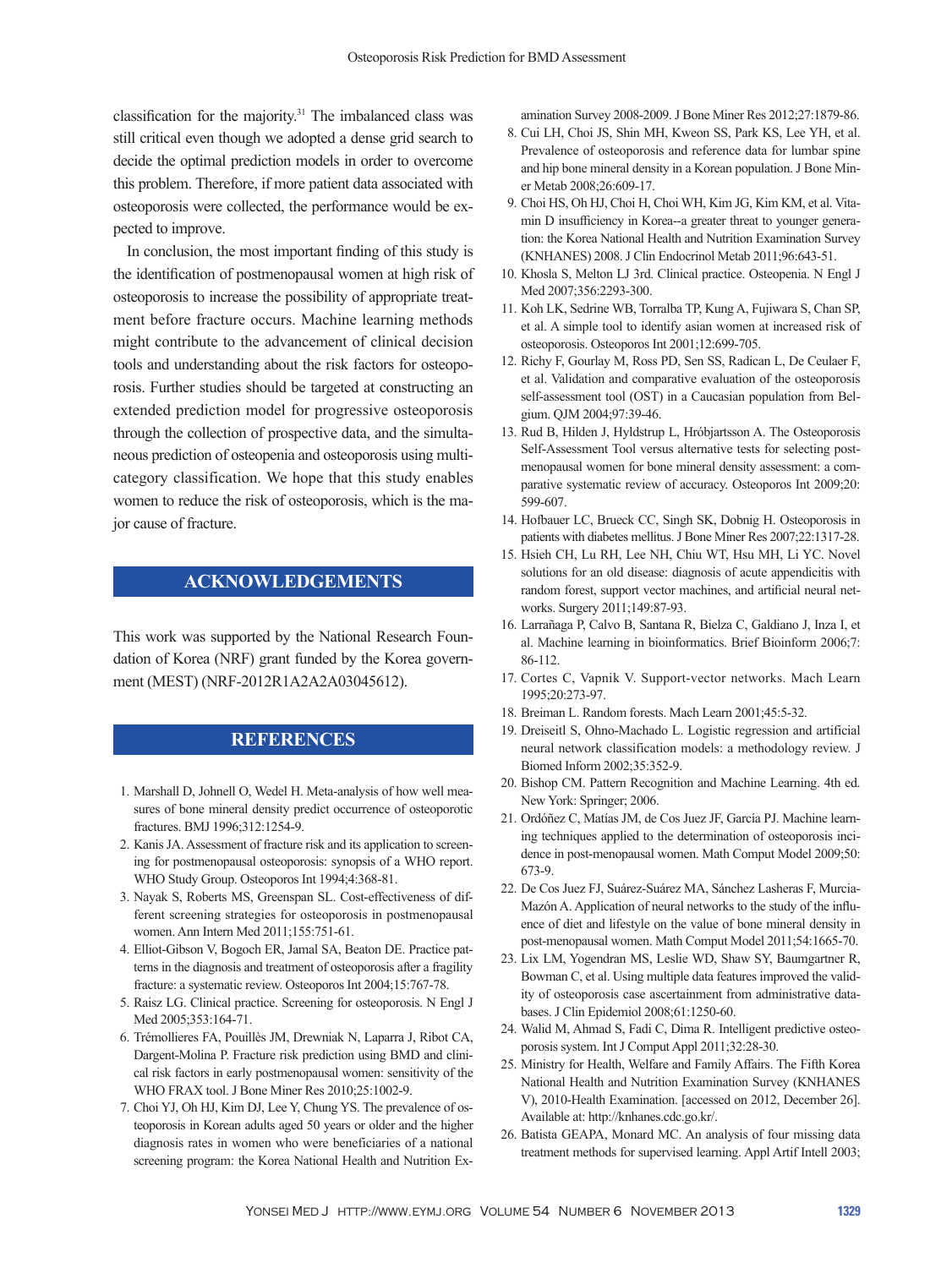classification for the majority.[31] The imbalanced class was still critical even though we adopted a dense grid search to decide the optimal prediction models in order to overcome this problem. Therefore, if more patient data associated with osteoporosis were collected, the performance would be expected to improve.

In conclusion, the most important finding of this study is the identification of postmenopausal women at high risk of osteoporosis to increase the possibility of appropriate treatment before fracture occurs. Machine learning methods might contribute to the advancement of clinical decision tools and understanding about the risk factors for osteoporosis. Further studies should be targeted at constructing an extended prediction model for progressive osteoporosis through the collection of prospective data, and the simultaneous prediction of osteopenia and osteoporosis using multi-category classification. We hope that this study enables women to reduce the risk of osteoporosis, which is the major cause of fracture.

## ACKNOWLEDGEMENTS

This work was supported by the National Research Foundation of Korea (NRF) grant funded by the Korea government (MEST) (NRF-2012R1A2A2A03045612).

## REFERENCES

1. Marshall D, Johnell O, Wedel H. Meta-analysis of how well measures of bone mineral density predict occurrence of osteoporotic fractures. BMJ 1996;312:1254-9.
2. Kanis JA. Assessment of fracture risk and its application to screening for postmenopausal osteoporosis: synopsis of a WHO report. WHO Study Group. Osteoporos Int 1994;4:368-81.
3. Nayak S, Roberts MS, Greenspan SL. Cost-effectiveness of different screening strategies for osteoporosis in postmenopausal women. Ann Intern Med 2011;155:751-61.
4. Elliot-Gibson V, Bogoch ER, Jamal SA, Beaton DE. Practice patterns in the diagnosis and treatment of osteoporosis after a fragility fracture: a systematic review. Osteoporos Int 2004;15:767-78.
5. Raisz LG. Clinical practice. Screening for osteoporosis. N Engl J Med 2005;353:164-71.
6. Trémollieres FA, Pouillès JM, Drewniak N, Laparra J, Ribot CA, Dargent-Molina P. Fracture risk prediction using BMD and clinical risk factors in early postmenopausal women: sensitivity of the WHO FRAX tool. J Bone Miner Res 2010;25:1002-9.
7. Choi YJ, Oh HJ, Kim DJ, Lee Y, Chung YS. The prevalence of osteoporosis in Korean adults aged 50 years or older and the higher diagnosis rates in women who were beneficiaries of a national screening program: the Korea National Health and Nutrition Examination Survey 2008-2009. J Bone Miner Res 2012;27:1879-86.
8. Cui LH, Choi JS, Shin MH, Kweon SS, Park KS, Lee YH, et al. Prevalence of osteoporosis and reference data for lumbar spine and hip bone mineral density in a Korean population. J Bone Miner Metab 2008;26:609-17.
9. Choi HS, Oh HJ, Choi H, Choi WH, Kim JG, Kim KM, et al. Vitamin D insufficiency in Korea--a greater threat to younger generation: the Korea National Health and Nutrition Examination Survey (KNHANES) 2008. J Clin Endocrinol Metab 2011;96:643-51.
10. Khosla S, Melton LJ 3rd. Clinical practice. Osteopenia. N Engl J Med 2007;356:2293-300.
11. Koh LK, Sedrine WB, Torralba TP, Kung A, Fujiwara S, Chan SP, et al. A simple tool to identify asian women at increased risk of osteoporosis. Osteoporos Int 2001;12:699-705.
12. Richy F, Gourlay M, Ross PD, Sen SS, Radican L, De Ceulaer F, et al. Validation and comparative evaluation of the osteoporosis self-assessment tool (OST) in a Caucasian population from Belgium. QJM 2004;97:39-46.
13. Rud B, Hilden J, Hyldstrup L, Hróbjartsson A. The Osteoporosis Self-Assessment Tool versus alternative tests for selecting postmenopausal women for bone mineral density assessment: a comparative systematic review of accuracy. Osteoporos Int 2009;20:599-607.
14. Hofbauer LC, Brueck CC, Singh SK, Dobnig H. Osteoporosis in patients with diabetes mellitus. J Bone Miner Res 2007;22:1317-28.
15. Hsieh CH, Lu RH, Lee NH, Chiu WT, Hsu MH, Li YC. Novel solutions for an old disease: diagnosis of acute appendicitis with random forest, support vector machines, and artificial neural networks. Surgery 2011;149:87-93.
16. Larrañaga P, Calvo B, Santana R, Bielza C, Galdiano J, Inza I, et al. Machine learning in bioinformatics. Brief Bioinform 2006;7:86-112.
17. Cortes C, Vapnik V. Support-vector networks. Mach Learn 1995;20:273-97.
18. Breiman L. Random forests. Mach Learn 2001;45:5-32.
19. Dreiseitl S, Ohno-Machado L. Logistic regression and artificial neural network classification models: a methodology review. J Biomed Inform 2002;35:352-9.
20. Bishop CM. Pattern Recognition and Machine Learning. 4th ed. New York: Springer; 2006.
21. Ordóñez C, Matías JM, de Cos Juez JF, García PJ. Machine learning techniques applied to the determination of osteoporosis incidence in post-menopausal women. Math Comput Model 2009;50:673-9.
22. De Cos Juez FJ, Suárez-Suárez MA, Sánchez Lasheras F, Murcia-Mazón A. Application of neural networks to the study of the influence of diet and lifestyle on the value of bone mineral density in post-menopausal women. Math Comput Model 2011;54:1665-70.
23. Lix LM, Yogendran MS, Leslie WD, Shaw SY, Baumgartner R, Bowman C, et al. Using multiple data features improved the validity of osteoporosis case ascertainment from administrative databases. J Clin Epidemiol 2008;61:1250-60.
24. Walid M, Ahmad S, Fadi C, Dima R. Intelligent predictive osteoporosis system. Int J Comput Appl 2011;32:28-30.
25. Ministry for Health, Welfare and Family Affairs. The Fifth Korea National Health and Nutrition Examination Survey (KNHANES V), 2010-Health Examination. [accessed on 2012, December 26]. Available at: http://knhanes.cdc.go.kr/.
26. Batista GEAPA, Monard MC. An analysis of four missing data treatment methods for supervised learning. Appl Artif Intell 2003;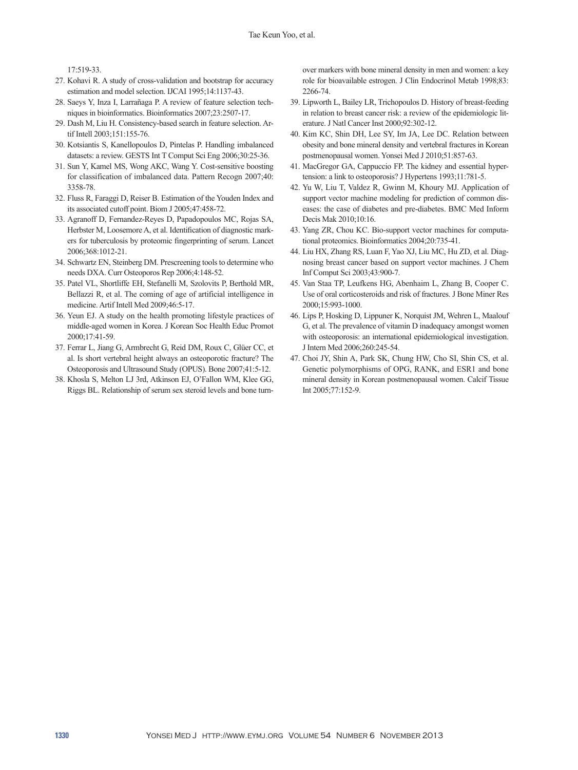17:519-33.

27. Kohavi R. A study of cross-validation and bootstrap for accuracy estimation and model selection. IJCAI 1995;14:1137-43.
28. Saeys Y, Inza I, Larrañaga P. A review of feature selection techniques in bioinformatics. Bioinformatics 2007;23:2507-17.
29. Dash M, Liu H. Consistency-based search in feature selection. Artif Intell 2003;151:155-76.
30. Kotsiantis S, Kanellopoulos D, Pintelas P. Handling imbalanced datasets: a review. GESTS Int T Comput Sci Eng 2006;30:25-36.
31. Sun Y, Kamel MS, Wong AKC, Wang Y. Cost-sensitive boosting for classification of imbalanced data. Pattern Recogn 2007;40:3358-78.
32. Fluss R, Faraggi D, Reiser B. Estimation of the Youden Index and its associated cutoff point. Biom J 2005;47:458-72.
33. Agranoff D, Fernandez-Reyes D, Papadopoulos MC, Rojas SA, Herbster M, Loosemore A, et al. Identification of diagnostic markers for tuberculosis by proteomic fingerprinting of serum. Lancet 2006;368:1012-21.
34. Schwartz EN, Steinberg DM. Prescreening tools to determine who needs DXA. Curr Osteoporos Rep 2006;4:148-52.
35. Patel VL, Shortliffe EH, Stefanelli M, Szolovits P, Berthold MR, Bellazzi R, et al. The coming of age of artificial intelligence in medicine. Artif Intell Med 2009;46:5-17.
36. Yeun EJ. A study on the health promoting lifestyle practices of middle-aged women in Korea. J Korean Soc Health Educ Promot 2000;17:41-59.
37. Ferrar L, Jiang G, Armbrecht G, Reid DM, Roux C, Glüer CC, et al. Is short vertebral height always an osteoporotic fracture? The Osteoporosis and Ultrasound Study (OPUS). Bone 2007;41:5-12.
38. Khosla S, Melton LJ 3rd, Atkinson EJ, O'Fallon WM, Klee GG, Riggs BL. Relationship of serum sex steroid levels and bone turnover markers with bone mineral density in men and women: a key role for bioavailable estrogen. J Clin Endocrinol Metab 1998;83:2266-74.
39. Lipworth L, Bailey LR, Trichopoulos D. History of breast-feeding in relation to breast cancer risk: a review of the epidemiologic literature. J Natl Cancer Inst 2000;92:302-12.
40. Kim KC, Shin DH, Lee SY, Im JA, Lee DC. Relation between obesity and bone mineral density and vertebral fractures in Korean postmenopausal women. Yonsei Med J 2010;51:857-63.
41. MacGregor GA, Cappuccio FP. The kidney and essential hypertension: a link to osteoporosis? J Hypertens 1993;11:781-5.
42. Yu W, Liu T, Valdez R, Gwinn M, Khoury MJ. Application of support vector machine modeling for prediction of common diseases: the case of diabetes and pre-diabetes. BMC Med Inform Decis Mak 2010;10:16.
43. Yang ZR, Chou KC. Bio-support vector machines for computational proteomics. Bioinformatics 2004;20:735-41.
44. Liu HX, Zhang RS, Luan F, Yao XJ, Liu MC, Hu ZD, et al. Diagnosing breast cancer based on support vector machines. J Chem Inf Comput Sci 2003;43:900-7.
45. Van Staa TP, Leufkens HG, Abenhaim L, Zhang B, Cooper C. Use of oral corticosteroids and risk of fractures. J Bone Miner Res 2000;15:993-1000.
46. Lips P, Hosking D, Lippuner K, Norquist JM, Wehren L, Maalouf G, et al. The prevalence of vitamin D inadequacy amongst women with osteoporosis: an international epidemiological investigation. J Intern Med 2006;260:245-54.
47. Choi JY, Shin A, Park SK, Chung HW, Cho SI, Shin CS, et al. Genetic polymorphisms of OPG, RANK, and ESR1 and bone mineral density in Korean postmenopausal women. Calcif Tissue Int 2005;77:152-9.